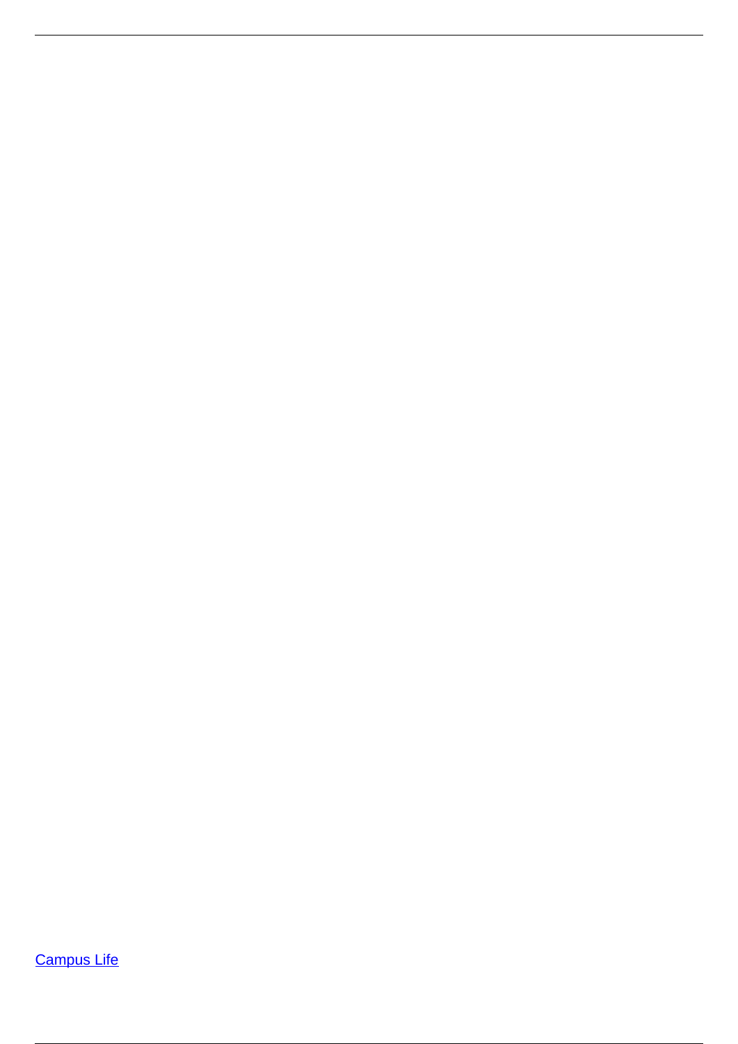[Campus Life]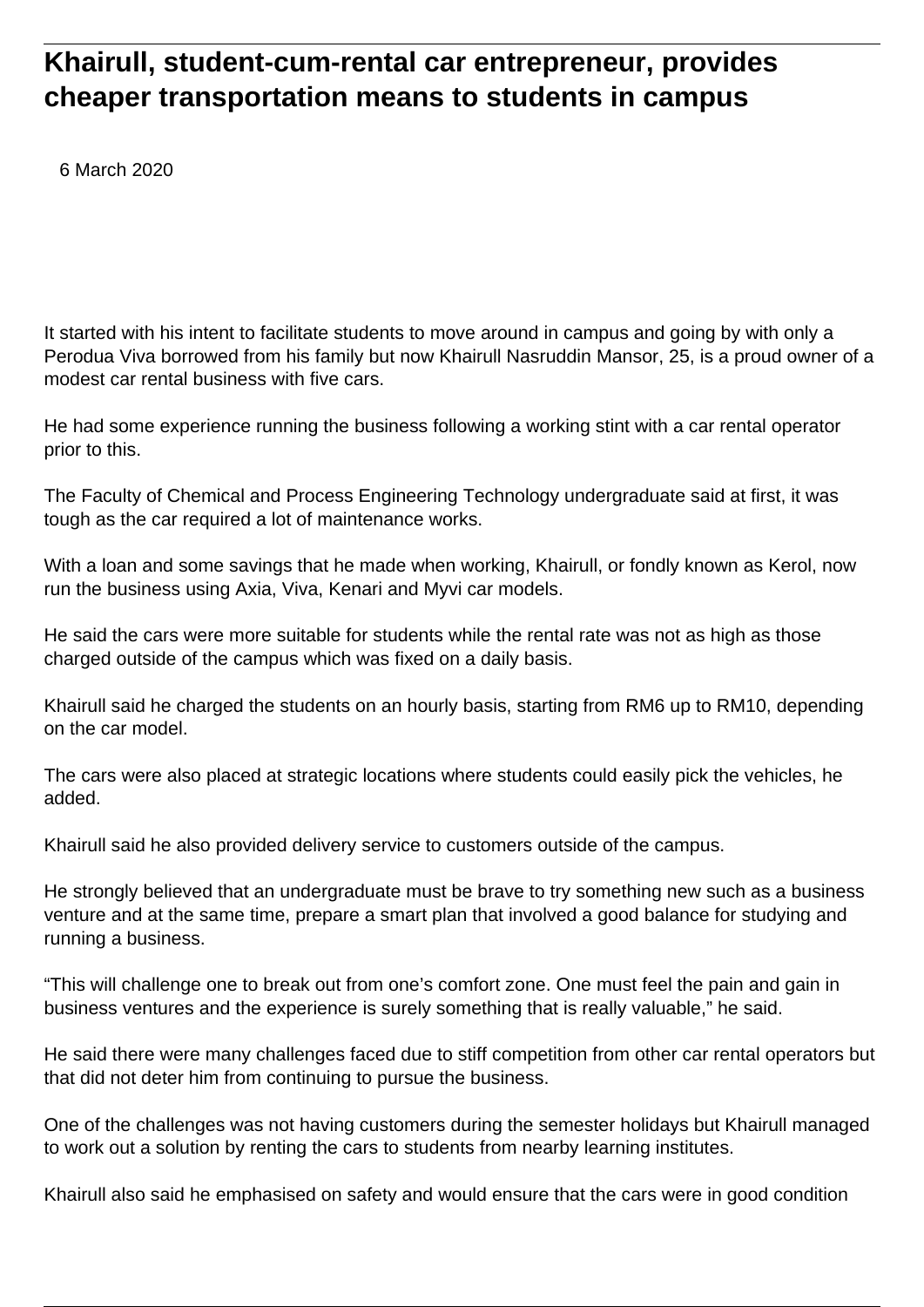# Khairull, student-cum-rental car entrepreneur, provides cheaper transportation means to students in campus

6 March 2020

It started with his intent to facilitate students to move around in campus and going by with only a Perodua Viva borrowed from his family but now Khairull Nasruddin Mansor, 25, is a proud owner of a modest car rental business with five cars.

He had some experience running the business following a working stint with a car rental operator prior to this.

The Faculty of Chemical and Process Engineering Technology undergraduate said at first, it was tough as the car required a lot of maintenance works.

With a loan and some savings that he made when working, Khairull, or fondly known as Kerol, now run the business using Axia, Viva, Kenari and Myvi car models.

He said the cars were more suitable for students while the rental rate was not as high as those charged outside of the campus which was fixed on a daily basis.

Khairull said he charged the students on an hourly basis, starting from RM6 up to RM10, depending on the car model.

The cars were also placed at strategic locations where students could easily pick the vehicles, he added.

Khairull said he also provided delivery service to customers outside of the campus.

He strongly believed that an undergraduate must be brave to try something new such as a business venture and at the same time, prepare a smart plan that involved a good balance for studying and running a business.

“This will challenge one to break out from one’s comfort zone. One must feel the pain and gain in business ventures and the experience is surely something that is really valuable,” he said.

He said there were many challenges faced due to stiff competition from other car rental operators but that did not deter him from continuing to pursue the business.

One of the challenges was not having customers during the semester holidays but Khairull managed to work out a solution by renting the cars to students from nearby learning institutes.

Khairull also said he emphasised on safety and would ensure that the cars were in good condition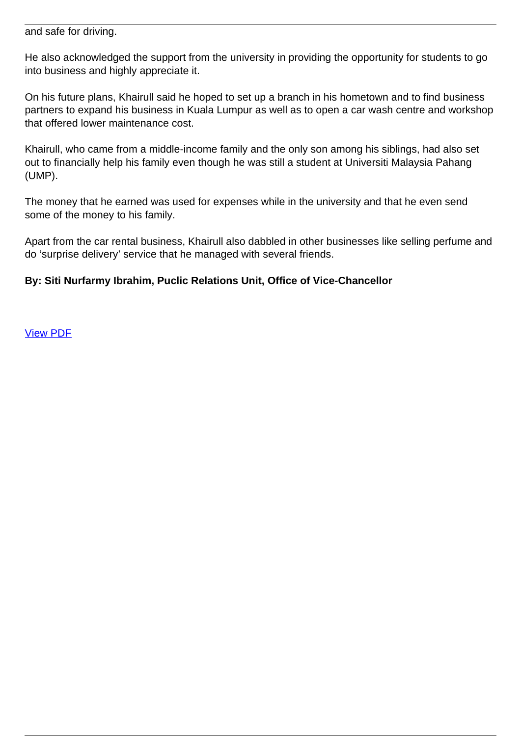and safe for driving.

He also acknowledged the support from the university in providing the opportunity for students to go into business and highly appreciate it.

On his future plans, Khairull said he hoped to set up a branch in his hometown and to find business partners to expand his business in Kuala Lumpur as well as to open a car wash centre and workshop that offered lower maintenance cost.

Khairull, who came from a middle-income family and the only son among his siblings, had also set out to financially help his family even though he was still a student at Universiti Malaysia Pahang (UMP).

The money that he earned was used for expenses while in the university and that he even send some of the money to his family.

Apart from the car rental business, Khairull also dabbled in other businesses like selling perfume and do 'surprise delivery' service that he managed with several friends.

**By: Siti Nurfarmy Ibrahim, Puclic Relations Unit, Office of Vice-Chancellor**

View PDF